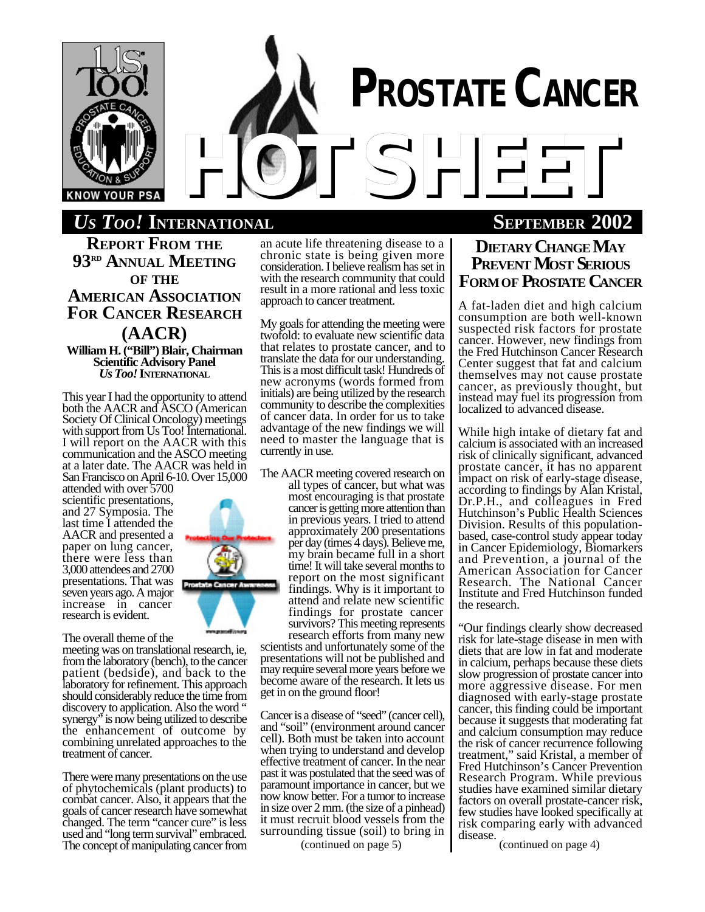# PROSTATE CANCER HOTSHEET

***Us Too!* INTERNATIONAL** — **SEPTEMBER 2002**

## REPORT FROM THE 93RD ANNUAL MEETING OF THE AMERICAN ASSOCIATION FOR CANCER RESEARCH (AACR)

**William H. ("Bill") Blair, Chairman**
**Scientific Advisory Panel**
***Us Too!* INTERNATIONAL**

This year I had the opportunity to attend both the AACR and ASCO (American Society Of Clinical Oncology) meetings with support from Us Too! International. I will report on the AACR with this communication and the ASCO meeting at a later date. The AACR was held in San Francisco on April 6-10. Over 15,000 attended with over 5700 scientific presentations, and 27 Symposia. The last time I attended the AACR and presented a paper on lung cancer, there were less than 3,000 attendees and 2700 presentations. That was seven years ago. A major increase in cancer research is evident.

The overall theme of the meeting was on translational research, ie, from the laboratory (bench), to the cancer patient (bedside), and back to the laboratory for refinement. This approach should considerably reduce the time from discovery to application. Also the word "synergy" is now being utilized to describe the enhancement of outcome by combining unrelated approaches to the treatment of cancer.

There were many presentations on the use of phytochemicals (plant products) to combat cancer. Also, it appears that the goals of cancer research have somewhat changed. The term "cancer cure" is less used and "long term survival" embraced. The concept of manipulating cancer from an acute life threatening disease to a chronic state is being given more consideration. I believe realism has set in with the research community that could result in a more rational and less toxic approach to cancer treatment.

My goals for attending the meeting were twofold: to evaluate new scientific data that relates to prostate cancer, and to translate the data for our understanding. This is a most difficult task! Hundreds of new acronyms (words formed from initials) are being utilized by the research community to describe the complexities of cancer data. In order for us to take advantage of the new findings we will need to master the language that is currently in use.

The AACR meeting covered research on all types of cancer, but what was most encouraging is that prostate cancer is getting more attention than in previous years. I tried to attend approximately 200 presentations per day (times 4 days). Believe me, my brain became full in a short time! It will take several months to report on the most significant findings. Why is it important to attend and relate new scientific findings for prostate cancer survivors? This meeting represents research efforts from many new scientists and unfortunately some of the presentations will not be published and may require several more years before we become aware of the research. It lets us get in on the ground floor!

Cancer is a disease of "seed" (cancer cell), and "soil" (environment around cancer cell). Both must be taken into account when trying to understand and develop effective treatment of cancer. In the near past it was postulated that the seed was of paramount importance in cancer, but we now know better. For a tumor to increase in size over 2 mm. (the size of a pinhead) it must recruit blood vessels from the surrounding tissue (soil) to bring in

(continued on page 5)

## DIETARY CHANGE MAY PREVENT MOST SERIOUS FORM OF PROSTATE CANCER

A fat-laden diet and high calcium consumption are both well-known suspected risk factors for prostate cancer. However, new findings from the Fred Hutchinson Cancer Research Center suggest that fat and calcium themselves may not cause prostate cancer, as previously thought, but instead may fuel its progression from localized to advanced disease.

While high intake of dietary fat and calcium is associated with an increased risk of clinically significant, advanced prostate cancer, it has no apparent impact on risk of early-stage disease, according to findings by Alan Kristal, Dr.P.H., and colleagues in Fred Hutchinson's Public Health Sciences Division. Results of this population-based, case-control study appear today in Cancer Epidemiology, Biomarkers and Prevention, a journal of the American Association for Cancer Research. The National Cancer Institute and Fred Hutchinson funded the research.

"Our findings clearly show decreased risk for late-stage disease in men with diets that are low in fat and moderate in calcium, perhaps because these diets slow progression of prostate cancer into more aggressive disease. For men diagnosed with early-stage prostate cancer, this finding could be important because it suggests that moderating fat and calcium consumption may reduce the risk of cancer recurrence following treatment," said Kristal, a member of Fred Hutchinson's Cancer Prevention Research Program. While previous studies have examined similar dietary factors on overall prostate-cancer risk, few studies have looked specifically at risk comparing early with advanced disease.

(continued on page 4)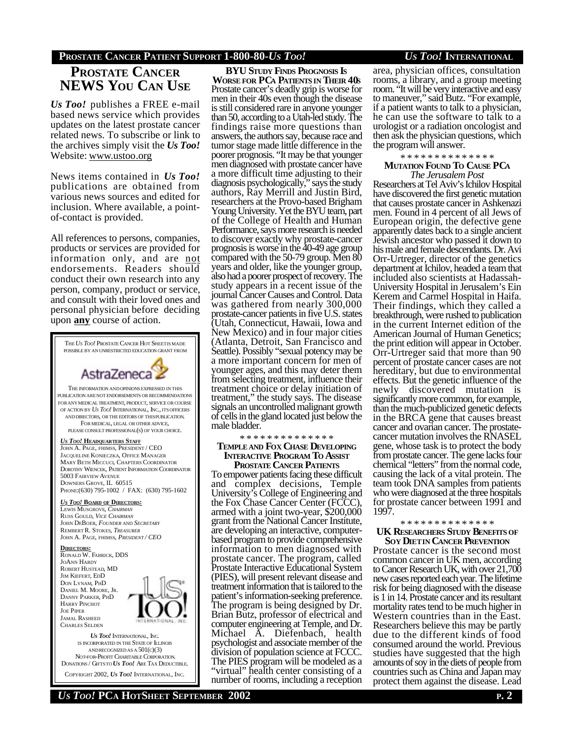## Prostate Cancer NEWS You Can Use

***Us Too!*** publishes a FREE e-mail based news service which provides updates on the latest prostate cancer related news. To subscribe or link to the archives simply visit the ***Us Too!*** Website: www.ustoo.org

News items contained in ***Us Too!*** publications are obtained from various news sources and edited for inclusion. Where available, a point-of-contact is provided.

All references to persons, companies, products or services are provided for information only, and are not endorsements. Readers should conduct their own research into any person, company, product or service, and consult with their loved ones and personal physician before deciding upon **any** course of action.

The *Us Too!* Prostate Cancer Hot Sheets is made possible by an unrestricted education grant from AstraZeneca

The information and opinions expressed in this publication are not endorsements or recommendations for any medical treatment, product, service or course of action by *Us Too!* International, Inc., its officers and directors, or the editors of this publication. For medical, legal or other advice, please consult professional(s) of your choice.

***Us Too!* Headquarters Staff**
John A. Page, FHIMSS, President / CEO
Jacqueline Konieczka, Office Manager
Mary Beth Miccuci, Chapters Coordinator
Dorothy Wiencek, Patient Information Coordinator
5003 Fairview Avenue
Downers Grove, IL 60515
Phone:(630) 795-1002 / Fax: (630) 795-1602

***Us Too!* Board of Directors:**
Lewis Musgrove, *Chairman*
Russ Gould, *Vice Chairman*
John DeBoer, *Founder and Secretary*
Rembert R. Stokes, *Treasurer*
John A. Page, FHIMSS, *President / CEO*

**Directors:**
Ronald W. Fabrick, DDS
JoAnn Hardy
Robert Hustead, MD
Jim Kiefert, EdD
Don Lynam, PhD
Daniel M. Moore, Jr.
Danny Parker, PhD
Harry Pinchot
Joe Piper
Jamal Rasheed
Charles Selden

*Us Too!* International, Inc. is incorporated in the State of Illinois and recognized as a 501(c)(3) Not-For-Profit Charitable Corporation. Donations / Gifts to *Us Too!* Are Tax Deductible.

Copyright 2002, *Us Too!* International, Inc.

### BYU Study Finds Prognosis Is Worse for PCa Patients in Their 40s

Prostate cancer's deadly grip is worse for men in their 40s even though the disease is still considered rare in anyone younger than 50, according to a Utah-led study. The findings raise more questions than answers, the authors say, because race and tumor stage made little difference in the poorer prognosis. "It may be that younger men diagnosed with prostate cancer have a more difficult time adjusting to their diagnosis psychologically," says the study authors, Ray Merrill and Justin Bird, researchers at the Provo-based Brigham Young University. Yet the BYU team, part of the College of Health and Human Performance, says more research is needed to discover exactly why prostate-cancer prognosis is worse in the 40-49 age group compared with the 50-79 group. Men 80 years and older, like the younger group, also had a poorer prospect of recovery. The study appears in a recent issue of the journal Cancer Causes and Control. Data was gathered from nearly 300,000 prostate-cancer patients in five U.S. states (Utah, Connecticut, Hawaii, Iowa and New Mexico) and in four major cities (Atlanta, Detroit, San Francisco and Seattle). Possibly "sexual potency may be a more important concern for men of younger ages, and this may deter them from selecting treatment, influence their treatment choice or delay initiation of treatment," the study says. The disease signals an uncontrolled malignant growth of cells in the gland located just below the male bladder.

* * * * * * * * * * * * * *

### Temple and Fox Chase Developing Interactive Program To Assist Prostate Cancer Patients

To empower patients facing these difficult and complex decisions, Temple University's College of Engineering and the Fox Chase Cancer Center (FCCC), armed with a joint two-year, $200,000 grant from the National Cancer Institute, are developing an interactive, computer-based program to provide comprehensive information to men diagnosed with prostate cancer. The program, called Prostate Interactive Educational System (PIES), will present relevant disease and treatment information that is tailored to the patient's information-seeking preference. The program is being designed by Dr. Brian Butz, professor of electrical and computer engineering at Temple, and Dr. Michael A. Diefenbach, health psychologist and associate member of the division of population science at FCCC. The PIES program will be modeled as a "virtual" health center consisting of a number of rooms, including a reception area, physician offices, consultation rooms, a library, and a group meeting room. "It will be very interactive and easy to maneuver," said Butz. "For example, if a patient wants to talk to a physician, he can use the software to talk to a urologist or a radiation oncologist and then ask the physician questions, which the program will answer.

* * * * * * * * * * * * * *

### Mutation Found To Cause PCa

*The Jerusalem Post*

Researchers at Tel Aviv's Ichilov Hospital have discovered the first genetic mutation that causes prostate cancer in Ashkenazi men. Found in 4 percent of all Jews of European origin, the defective gene apparently dates back to a single ancient Jewish ancestor who passed it down to his male and female descendants. Dr. Avi Orr-Urtreger, director of the genetics department at Ichilov, headed a team that included also scientists at Hadassah-University Hospital in Jerusalem's Ein Kerem and Carmel Hospital in Haifa. Their findings, which they called a breakthrough, were rushed to publication in the current Internet edition of the American Journal of Human Genetics; the print edition will appear in October. Orr-Urtreger said that more than 90 percent of prostate cancer cases are not hereditary, but due to environmental effects. But the genetic influence of the newly discovered mutation is significantly more common, for example, than the much-publicized genetic defects in the BRCA gene that causes breast cancer and ovarian cancer. The prostate-cancer mutation involves the RNASEL gene, whose task is to protect the body from prostate cancer. The gene lacks four chemical "letters" from the normal code, causing the lack of a vital protein. The team took DNA samples from patients who were diagnosed at the three hospitals for prostate cancer between 1991 and 1997.

* * * * * * * * * * * * * *

### UK Researchers Study Benefits of Soy Diet in Cancer Prevention

Prostate cancer is the second most common cancer in UK men, according to Cancer Research UK, with over 21,700 new cases reported each year. The lifetime risk for being diagnosed with the disease is 1 in 14. Prostate cancer and its resultant mortality rates tend to be much higher in Western countries than in the East. Researchers believe this may be partly due to the different kinds of food consumed around the world. Previous studies have suggested that the high amounts of soy in the diets of people from countries such as China and Japan may protect them against the disease. Lead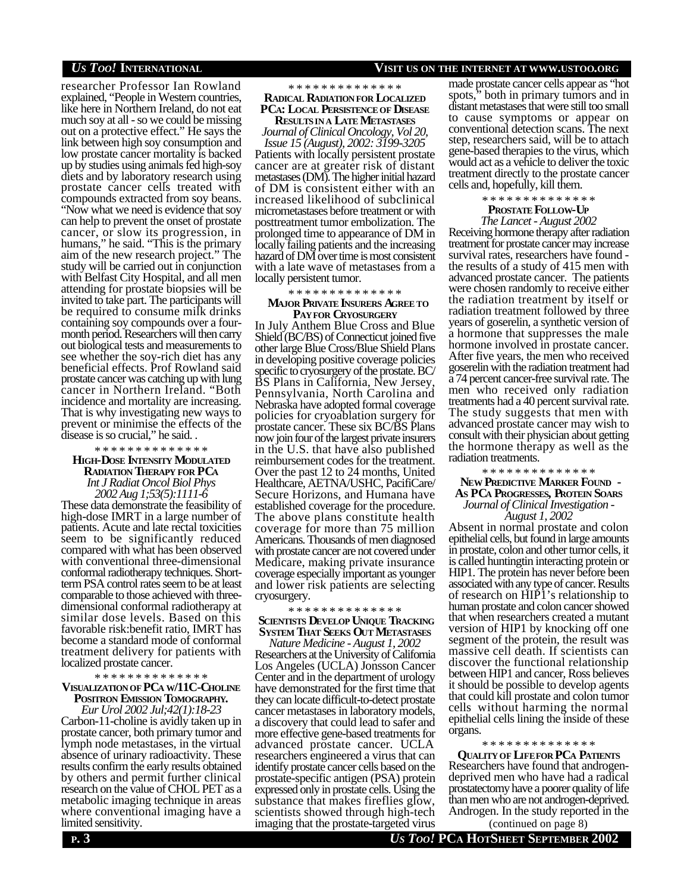researcher Professor Ian Rowland explained, "People in Western countries, like here in Northern Ireland, do not eat much soy at all - so we could be missing out on a protective effect." He says the link between high soy consumption and low prostate cancer mortality is backed up by studies using animals fed high-soy diets and by laboratory research using prostate cancer cells treated with compounds extracted from soy beans. "Now what we need is evidence that soy can help to prevent the onset of prostate cancer, or slow its progression, in humans," he said. "This is the primary aim of the new research project." The study will be carried out in conjunction with Belfast City Hospital, and all men attending for prostate biopsies will be invited to take part. The participants will be required to consume milk drinks containing soy compounds over a four-month period. Researchers will then carry out biological tests and measurements to see whether the soy-rich diet has any beneficial effects. Prof Rowland said prostate cancer was catching up with lung cancer in Northern Ireland. "Both incidence and mortality are increasing. That is why investigating new ways to prevent or minimise the effects of the disease is so crucial," he said. .

* * * * * * * * * * * * * *

### HIGH-DOSE INTENSITY MODULATED RADIATION THERAPY FOR PCA

*Int J Radiat Oncol Biol Phys 2002 Aug 1;53(5):1111-6*

These data demonstrate the feasibility of high-dose IMRT in a large number of patients. Acute and late rectal toxicities seem to be significantly reduced compared with what has been observed with conventional three-dimensional conformal radiotherapy techniques. Short-term PSA control rates seem to be at least comparable to those achieved with three-dimensional conformal radiotherapy at similar dose levels. Based on this favorable risk:benefit ratio, IMRT has become a standard mode of conformal treatment delivery for patients with localized prostate cancer.

* * * * * * * * * * * * * *

### VISUALIZATION OF PCA W/11C-CHOLINE POSITRON EMISSION TOMOGRAPHY.

*Eur Urol 2002 Jul;42(1):18-23*

Carbon-11-choline is avidly taken up in prostate cancer, both primary tumor and lymph node metastases, in the virtual absence of urinary radioactivity. These results confirm the early results obtained by others and permit further clinical research on the value of CHOL PET as a metabolic imaging technique in areas where conventional imaging have a limited sensitivity.

* * * * * * * * * * * * * *

### RADICAL RADIATION FOR LOCALIZED PCA: LOCAL PERSISTENCE OF DISEASE RESULTS IN A LATE METASTASES

*Journal of Clinical Oncology, Vol 20, Issue 15 (August), 2002: 3199-3205*

Patients with locally persistent prostate cancer are at greater risk of distant metastases (DM). The higher initial hazard of DM is consistent either with an increased likelihood of subclinical micrometastases before treatment or with posttreatment tumor embolization. The prolonged time to appearance of DM in locally failing patients and the increasing hazard of DM over time is most consistent with a late wave of metastases from a locally persistent tumor.

* * * * * * * * * * * * * *

### MAJOR PRIVATE INSURERS AGREE TO PAY FOR CRYOSURGERY

In July Anthem Blue Cross and Blue Shield (BC/BS) of Connecticut joined five other large Blue Cross/Blue Shield Plans in developing positive coverage policies specific to cryosurgery of the prostate. BC/BS Plans in California, New Jersey, Pennsylvania, North Carolina and Nebraska have adopted formal coverage policies for cryoablation surgery for prostate cancer. These six BC/BS Plans now join four of the largest private insurers in the U.S. that have also published reimbursement codes for the treatment. Over the past 12 to 24 months, United Healthcare, AETNA/USHC, PacifiCare/Secure Horizons, and Humana have established coverage for the procedure. The above plans constitute health coverage for more than 75 million Americans. Thousands of men diagnosed with prostate cancer are not covered under Medicare, making private insurance coverage especially important as younger and lower risk patients are selecting cryosurgery.

* * * * * * * * * * * * * *

### SCIENTISTS DEVELOP UNIQUE TRACKING SYSTEM THAT SEEKS OUT METASTASES

*Nature Medicine - August 1, 2002*

Researchers at the University of California Los Angeles (UCLA) Jonsson Cancer Center and in the department of urology have demonstrated for the first time that they can locate difficult-to-detect prostate cancer metastases in laboratory models, a discovery that could lead to safer and more effective gene-based treatments for advanced prostate cancer. UCLA researchers engineered a virus that can identify prostate cancer cells based on the prostate-specific antigen (PSA) protein expressed only in prostate cells. Using the substance that makes fireflies glow, scientists showed through high-tech imaging that the prostate-targeted virus made prostate cancer cells appear as "hot spots," both in primary tumors and in distant metastases that were still too small to cause symptoms or appear on conventional detection scans. The next step, researchers said, will be to attach gene-based therapies to the virus, which would act as a vehicle to deliver the toxic treatment directly to the prostate cancer cells and, hopefully, kill them.

* * * * * * * * * * * * * *

### PROSTATE FOLLOW-UP

*The Lancet - August 2002*

Receiving hormone therapy after radiation treatment for prostate cancer may increase survival rates, researchers have found - the results of a study of 415 men with advanced prostate cancer. The patients were chosen randomly to receive either the radiation treatment by itself or radiation treatment followed by three years of goserelin, a synthetic version of a hormone that suppresses the male hormone involved in prostate cancer. After five years, the men who received goserelin with the radiation treatment had a 74 percent cancer-free survival rate. The men who received only radiation treatments had a 40 percent survival rate. The study suggests that men with advanced prostate cancer may wish to consult with their physician about getting the hormone therapy as well as the radiation treatments.

* * * * * * * * * * * * * *

### NEW PREDICTIVE MARKER FOUND - AS PCA PROGRESSES, PROTEIN SOARS

*Journal of Clinical Investigation - August 1, 2002*

Absent in normal prostate and colon epithelial cells, but found in large amounts in prostate, colon and other tumor cells, it is called huntingtin interacting protein or HIP1. The protein has never before been associated with any type of cancer. Results of research on HIP1's relationship to human prostate and colon cancer showed that when researchers created a mutant version of HIP1 by knocking off one segment of the protein, the result was massive cell death. If scientists can discover the functional relationship between HIP1 and cancer, Ross believes it should be possible to develop agents that could kill prostate and colon tumor cells without harming the normal epithelial cells lining the inside of these organs.

* * * * * * * * * * * * * *

### QUALITY OF LIFE FOR PCA PATIENTS

Researchers have found that androgen-deprived men who have had a radical prostatectomy have a poorer quality of life than men who are not androgen-deprived. Androgen. In the study reported in the

(continued on page 8)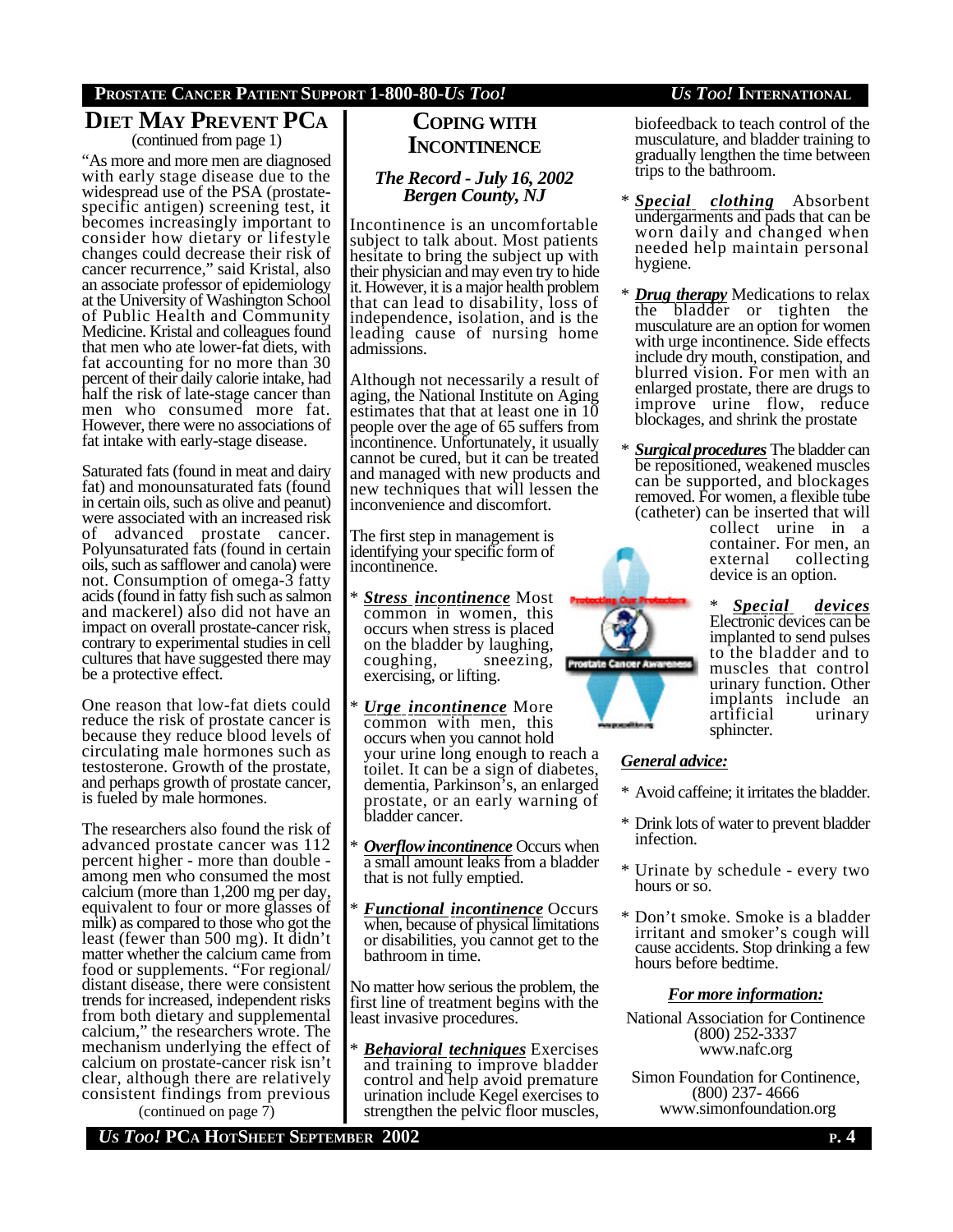## DIET MAY PREVENT PCA

(continued from page 1)

"As more and more men are diagnosed with early stage disease due to the widespread use of the PSA (prostate-specific antigen) screening test, it becomes increasingly important to consider how dietary or lifestyle changes could decrease their risk of cancer recurrence," said Kristal, also an associate professor of epidemiology at the University of Washington School of Public Health and Community Medicine. Kristal and colleagues found that men who ate lower-fat diets, with fat accounting for no more than 30 percent of their daily calorie intake, had half the risk of late-stage cancer than men who consumed more fat. However, there were no associations of fat intake with early-stage disease.

Saturated fats (found in meat and dairy fat) and monounsaturated fats (found in certain oils, such as olive and peanut) were associated with an increased risk of advanced prostate cancer. Polyunsaturated fats (found in certain oils, such as safflower and canola) were not. Consumption of omega-3 fatty acids (found in fatty fish such as salmon and mackerel) also did not have an impact on overall prostate-cancer risk, contrary to experimental studies in cell cultures that have suggested there may be a protective effect.

One reason that low-fat diets could reduce the risk of prostate cancer is because they reduce blood levels of circulating male hormones such as testosterone. Growth of the prostate, and perhaps growth of prostate cancer, is fueled by male hormones.

The researchers also found the risk of advanced prostate cancer was 112 percent higher - more than double - among men who consumed the most calcium (more than 1,200 mg per day, equivalent to four or more glasses of milk) as compared to those who got the least (fewer than 500 mg). It didn't matter whether the calcium came from food or supplements. "For regional/distant disease, there were consistent trends for increased, independent risks from both dietary and supplemental calcium," the researchers wrote. The mechanism underlying the effect of calcium on prostate-cancer risk isn't clear, although there are relatively consistent findings from previous

(continued on page 7)

## COPING WITH INCONTINENCE

***The Record - July 16, 2002***
***Bergen County, NJ***

Incontinence is an uncomfortable subject to talk about. Most patients hesitate to bring the subject up with their physician and may even try to hide it. However, it is a major health problem that can lead to disability, loss of independence, isolation, and is the leading cause of nursing home admissions.

Although not necessarily a result of aging, the National Institute on Aging estimates that that at least one in 10 people over the age of 65 suffers from incontinence. Unfortunately, it usually cannot be cured, but it can be treated and managed with new products and new techniques that will lessen the inconvenience and discomfort.

The first step in management is identifying your specific form of incontinence.

* ***Stress incontinence*** Most common in women, this occurs when stress is placed on the bladder by laughing, coughing, sneezing, exercising, or lifting.

* ***Urge incontinence*** More common with men, this occurs when you cannot hold your urine long enough to reach a toilet. It can be a sign of diabetes, dementia, Parkinson's, an enlarged prostate, or an early warning of bladder cancer.

* ***Overflow incontinence*** Occurs when a small amount leaks from a bladder that is not fully emptied.

* ***Functional incontinence*** Occurs when, because of physical limitations or disabilities, you cannot get to the bathroom in time.

No matter how serious the problem, the first line of treatment begins with the least invasive procedures.

* ***Behavioral techniques*** Exercises and training to improve bladder control and help avoid premature urination include Kegel exercises to strengthen the pelvic floor muscles, biofeedback to teach control of the musculature, and bladder training to gradually lengthen the time between trips to the bathroom.

* ***Special clothing*** Absorbent undergarments and pads that can be worn daily and changed when needed help maintain personal hygiene.

* ***Drug therapy*** Medications to relax the bladder or tighten the musculature are an option for women with urge incontinence. Side effects include dry mouth, constipation, and blurred vision. For men with an enlarged prostate, there are drugs to improve urine flow, reduce blockages, and shrink the prostate

* ***Surgical procedures*** The bladder can be repositioned, weakened muscles can be supported, and blockages removed. For women, a flexible tube (catheter) can be inserted that will collect urine in a container. For men, an external collecting device is an option.

* ***Special devices*** Electronic devices can be implanted to send pulses to the bladder and to muscles that control urinary function. Other implants include an artificial urinary sphincter.

***General advice:***

* Avoid caffeine; it irritates the bladder.

* Drink lots of water to prevent bladder infection.

* Urinate by schedule - every two hours or so.

* Don't smoke. Smoke is a bladder irritant and smoker's cough will cause accidents. Stop drinking a few hours before bedtime.

***For more information:***

National Association for Continence
(800) 252-3337
www.nafc.org

Simon Foundation for Continence,
(800) 237- 4666
www.simonfoundation.org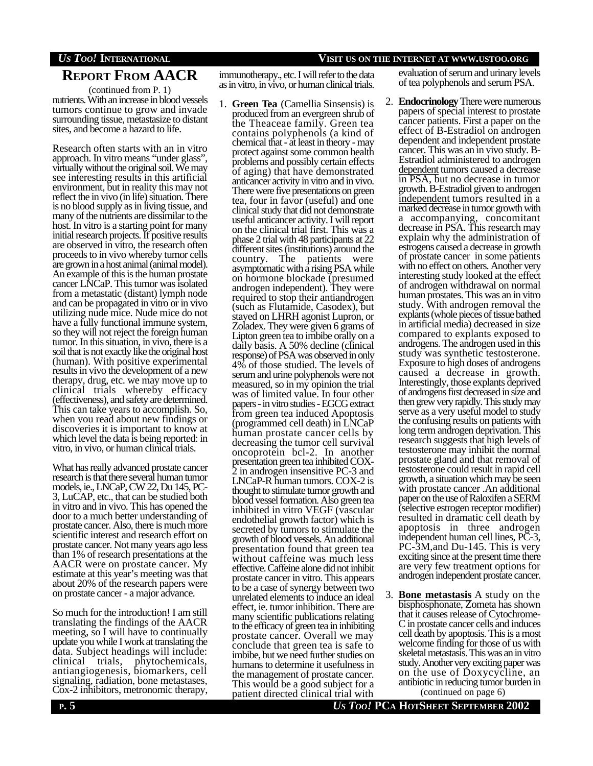## Report From AACR

(continued from P. 1)

nutrients. With an increase in blood vessels tumors continue to grow and invade surrounding tissue, metastasize to distant sites, and become a hazard to life.

Research often starts with an in vitro approach. In vitro means "under glass", virtually without the original soil. We may see interesting results in this artificial environment, but in reality this may not reflect the in vivo (in life) situation. There is no blood supply as in living tissue, and many of the nutrients are dissimilar to the host. In vitro is a starting point for many initial research projects. If positive results are observed in vitro, the research often proceeds to in vivo whereby tumor cells are grown in a host animal (animal model). An example of this is the human prostate cancer LNCaP. This tumor was isolated from a metastatic (distant) lymph node and can be propagated in vitro or in vivo utilizing nude mice. Nude mice do not have a fully functional immune system, so they will not reject the foreign human tumor. In this situation, in vivo, there is a soil that is not exactly like the original host (human). With positive experimental results in vivo the development of a new therapy, drug, etc. we may move up to clinical trials whereby efficacy (effectiveness), and safety are determined. This can take years to accomplish. So, when you read about new findings or discoveries it is important to know at which level the data is being reported: in vitro, in vivo, or human clinical trials.

What has really advanced prostate cancer research is that there several human tumor models, ie., LNCaP, CW 22, Du 145, PC-3, LuCAP, etc., that can be studied both in vitro and in vivo. This has opened the door to a much better understanding of prostate cancer. Also, there is much more scientific interest and research effort on prostate cancer. Not many years ago less than 1% of research presentations at the AACR were on prostate cancer. My estimate at this year's meeting was that about 20% of the research papers were on prostate cancer - a major advance.

So much for the introduction! I am still translating the findings of the AACR meeting, so I will have to continually update you while I work at translating the data. Subject headings will include: clinical trials, phytochemicals, antiangiogenesis, biomarkers, cell signaling, radiation, bone metastases, Cox-2 inhibitors, metronomic therapy, immunotherapy., etc. I will refer to the data as in vitro, in vivo, or human clinical trials.

1. **Green Tea** (Camellia Sinsensis) is produced from an evergreen shrub of the Theaceae family. Green tea contains polyphenols (a kind of chemical that - at least in theory - may protect against some common health problems and possibly certain effects of aging) that have demonstrated anticancer activity in vitro and in vivo. There were five presentations on green tea, four in favor (useful) and one clinical study that did not demonstrate useful anticancer activity. I will report on the clinical trial first. This was a phase 2 trial with 48 participants at 22 different sites (institutions) around the country. The patients were asymptomatic with a rising PSA while on hormone blockade (presumed androgen independent). They were required to stop their antiandrogen (such as Flutamide, Casodex), but stayed on LHRH agonist Lupron, or Zoladex. They were given 6 grams of Lipton green tea to imbibe orally on a daily basis. A 50% decline (clinical response) of PSA was observed in only 4% of those studied. The levels of serum and urine polyphenols were not measured, so in my opinion the trial was of limited value. In four other papers - in vitro studies - EGCG extract from green tea induced Apoptosis (programmed cell death) in LNCaP human prostate cancer cells by decreasing the tumor cell survival oncoprotein bcl-2. In another presentation green tea inhibited COX-2 in androgen insensitive PC-3 and LNCaP-R human tumors. COX-2 is thought to stimulate tumor growth and blood vessel formation. Also green tea inhibited in vitro VEGF (vascular endothelial growth factor) which is secreted by tumors to stimulate the growth of blood vessels. An additional presentation found that green tea without caffeine was much less effective. Caffeine alone did not inhibit prostate cancer in vitro. This appears to be a case of synergy between two unrelated elements to induce an ideal effect, ie. tumor inhibition. There are many scientific publications relating to the efficacy of green tea in inhibiting prostate cancer. Overall we may conclude that green tea is safe to imbibe, but we need further studies on humans to determine it usefulness in the management of prostate cancer. This would be a good subject for a patient directed clinical trial with evaluation of serum and urinary levels of tea polyphenols and serum PSA.

2. **Endocrinology** There were numerous papers of special interest to prostate cancer patients. First a paper on the effect of B-Estradiol on androgen dependent and independent prostate cancer. This was an in vivo study. B-Estradiol administered to androgen dependent tumors caused a decrease in PSA, but no decrease in tumor growth. B-Estradiol given to androgen independent tumors resulted in a marked decrease in tumor growth with a accompanying, concomitant decrease in PSA. This research may explain why the administration of estrogens caused a decrease in growth of prostate cancer in some patients with no effect on others. Another very interesting study looked at the effect of androgen withdrawal on normal human prostates. This was an in vitro study. With androgen removal the explants (whole pieces of tissue bathed in artificial media) decreased in size compared to explants exposed to androgens. The androgen used in this study was synthetic testosterone. Exposure to high doses of androgens caused a decrease in growth. Interestingly, those explants deprived of androgens first decreased in size and then grew very rapidly. This study may serve as a very useful model to study the confusing results on patients with long term androgen deprivation. This research suggests that high levels of testosterone may inhibit the normal prostate gland and that removal of testosterone could result in rapid cell growth, a situation which may be seen with prostate cancer .An additional paper on the use of Raloxifen a SERM (selective estrogen receptor modifier) resulted in dramatic cell death by apoptosis in three androgen independent human cell lines, PC-3, PC-3M,and Du-145. This is very exciting since at the present time there are very few treatment options for androgen independent prostate cancer.

3. **Bone metastasis** A study on the bisphosphonate, Zometa has shown that it causes release of Cytochrome-C in prostate cancer cells and induces cell death by apoptosis. This is a most welcome finding for those of us with skeletal metastasis. This was an in vitro study. Another very exciting paper was on the use of Doxycycline, an antibiotic in reducing tumor burden in

(continued on page 6)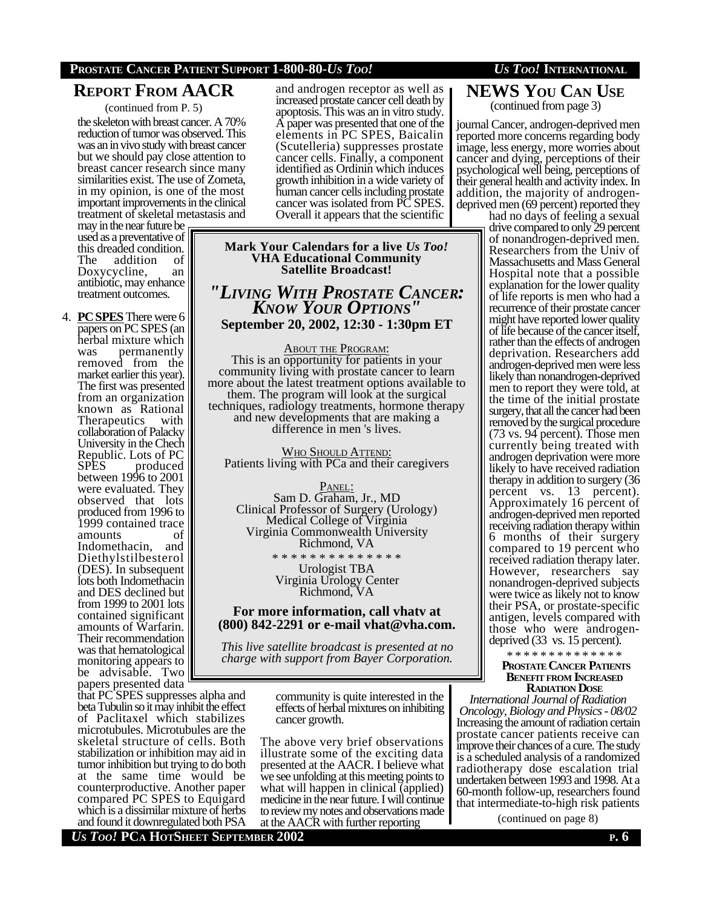## REPORT FROM AACR

(continued from P. 5)

the skeleton with breast cancer. A 70% reduction of tumor was observed. This was an in vivo study with breast cancer but we should pay close attention to breast cancer research since many similarities exist. The use of Zometa, in my opinion, is one of the most important improvements in the clinical treatment of skeletal metastasis and may in the near future be used as a preventative of this dreaded condition. The addition of Doxycycline, an antibiotic, may enhance treatment outcomes.

4. **PC SPES** There were 6 papers on PC SPES (an herbal mixture which was permanently removed from the market earlier this year). The first was presented from an organization known as Rational Therapeutics with collaboration of Palacky University in the Chech Republic. Lots of PC SPES produced between 1996 to 2001 were evaluated. They observed that lots produced from 1996 to 1999 contained trace amounts of Indomethacin, and Diethylstilbesterol (DES). In subsequent lots both Indomethacin and DES declined but from 1999 to 2001 lots contained significant amounts of Warfarin. Their recommendation was that hematological monitoring appears to be advisable. Two papers presented data that PC SPES suppresses alpha and beta Tubulin so it may inhibit the effect of Paclitaxel which stabilizes microtubules. Microtubules are the skeletal structure of cells. Both stabilization or inhibition may aid in tumor inhibition but trying to do both at the same time would be counterproductive. Another paper compared PC SPES to Equigard which is a dissimilar mixture of herbs and found it downregulated both PSA and androgen receptor as well as increased prostate cancer cell death by apoptosis. This was an in vitro study. A paper was presented that one of the elements in PC SPES, Baicalin (Scutelleria) suppresses prostate cancer cells. Finally, a component identified as Ordinin which induces growth inhibition in a wide variety of human cancer cells including prostate cancer was isolated from PC SPES. Overall it appears that the scientific community is quite interested in the effects of herbal mixtures on inhibiting cancer growth.

The above very brief observations illustrate some of the exciting data presented at the AACR. I believe what we see unfolding at this meeting points to what will happen in clinical (applied) medicine in the near future. I will continue to review my notes and observations made at the AACR with further reporting

---

**Mark Your Calendars for a live *Us Too!* VHA Educational Community Satellite Broadcast!**

### *"LIVING WITH PROSTATE CANCER: KNOW YOUR OPTIONS"*

**September 20, 2002, 12:30 - 1:30pm ET**

ABOUT THE PROGRAM:
This is an opportunity for patients in your community living with prostate cancer to learn more about the latest treatment options available to them. The program will look at the surgical techniques, radiology treatments, hormone therapy and new developments that are making a difference in men 's lives.

WHO SHOULD ATTEND:
Patients living with PCa and their caregivers

PANEL:
Sam D. Graham, Jr., MD
Clinical Professor of Surgery (Urology)
Medical College of Virginia
Virginia Commonwealth University
Richmond, VA

* * * * * * * * * * * * * *

Urologist TBA
Virginia Urology Center
Richmond, VA

**For more information, call vhatv at (800) 842-2291 or e-mail vhat@vha.com.**

*This live satellite broadcast is presented at no charge with support from Bayer Corporation.*

---

## NEWS YOU CAN USE

(continued from page 3)

journal Cancer, androgen-deprived men reported more concerns regarding body image, less energy, more worries about cancer and dying, perceptions of their psychological well being, perceptions of their general health and activity index. In addition, the majority of androgen-deprived men (69 percent) reported they had no days of feeling a sexual drive compared to only 29 percent of nonandrogen-deprived men. Researchers from the Univ of Massachusetts and Mass General Hospital note that a possible explanation for the lower quality of life reports is men who had a recurrence of their prostate cancer might have reported lower quality of life because of the cancer itself, rather than the effects of androgen deprivation. Researchers add androgen-deprived men were less likely than nonandrogen-deprived men to report they were told, at the time of the initial prostate surgery, that all the cancer had been removed by the surgical procedure (73 vs. 94 percent). Those men currently being treated with androgen deprivation were more likely to have received radiation therapy in addition to surgery (36 percent vs. 13 percent). Approximately 16 percent of androgen-deprived men reported receiving radiation therapy within 6 months of their surgery compared to 19 percent who received radiation therapy later. However, researchers say nonandrogen-deprived subjects were twice as likely not to know their PSA, or prostate-specific antigen, levels compared with those who were androgen-deprived (33 vs. 15 percent).

* * * * * * * * * * * * * *

**PROSTATE CANCER PATIENTS BENEFIT FROM INCREASED RADIATION DOSE**

*International Journal of Radiation Oncology, Biology and Physics - 08/02*

Increasing the amount of radiation certain prostate cancer patients receive can improve their chances of a cure. The study is a scheduled analysis of a randomized radiotherapy dose escalation trial undertaken between 1993 and 1998. At a 60-month follow-up, researchers found that intermediate-to-high risk patients

(continued on page 8)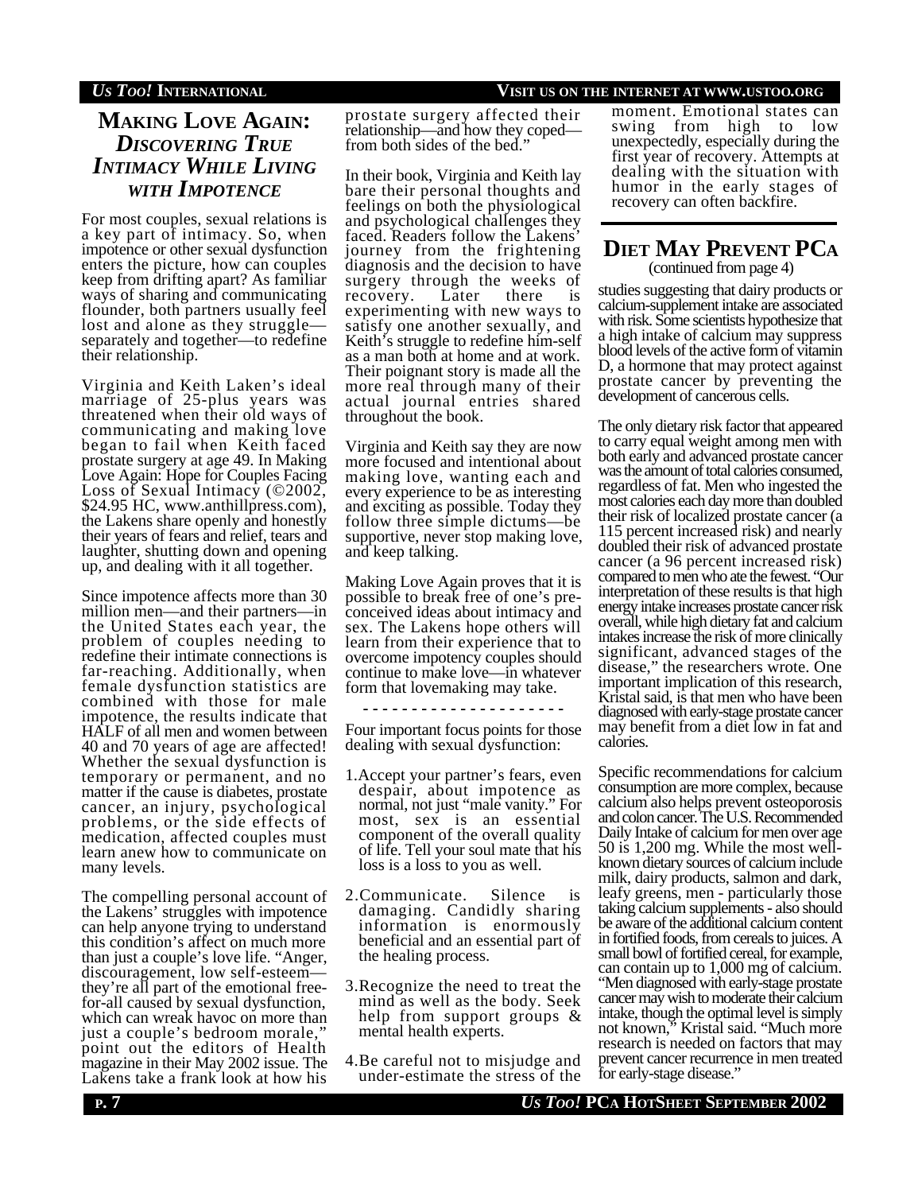## MAKING LOVE AGAIN: *DISCOVERING TRUE INTIMACY WHILE LIVING WITH IMPOTENCE*

For most couples, sexual relations is a key part of intimacy. So, when impotence or other sexual dysfunction enters the picture, how can couples keep from drifting apart? As familiar ways of sharing and communicating flounder, both partners usually feel lost and alone as they struggle—separately and together—to redefine their relationship.

Virginia and Keith Laken's ideal marriage of 25-plus years was threatened when their old ways of communicating and making love began to fail when Keith faced prostate surgery at age 49. In Making Love Again: Hope for Couples Facing Loss of Sexual Intimacy (©2002, $24.95 HC, www.anthillpress.com), the Lakens share openly and honestly their years of fears and relief, tears and laughter, shutting down and opening up, and dealing with it all together.

Since impotence affects more than 30 million men—and their partners—in the United States each year, the problem of couples needing to redefine their intimate connections is far-reaching. Additionally, when female dysfunction statistics are combined with those for male impotence, the results indicate that HALF of all men and women between 40 and 70 years of age are affected! Whether the sexual dysfunction is temporary or permanent, and no matter if the cause is diabetes, prostate cancer, an injury, psychological problems, or the side effects of medication, affected couples must learn anew how to communicate on many levels.

The compelling personal account of the Lakens' struggles with impotence can help anyone trying to understand this condition's affect on much more than just a couple's love life. "Anger, discouragement, low self-esteem—they're all part of the emotional free-for-all caused by sexual dysfunction, which can wreak havoc on more than just a couple's bedroom morale," point out the editors of Health magazine in their May 2002 issue. The Lakens take a frank look at how his prostate surgery affected their relationship—and how they coped—from both sides of the bed."

In their book, Virginia and Keith lay bare their personal thoughts and feelings on both the physiological and psychological challenges they faced. Readers follow the Lakens' journey from the frightening diagnosis and the decision to have surgery through the weeks of recovery. Later there is experimenting with new ways to satisfy one another sexually, and Keith's struggle to redefine him-self as a man both at home and at work. Their poignant story is made all the more real through many of their actual journal entries shared throughout the book.

Virginia and Keith say they are now more focused and intentional about making love, wanting each and every experience to be as interesting and exciting as possible. Today they follow three simple dictums—be supportive, never stop making love, and keep talking.

Making Love Again proves that it is possible to break free of one's pre-conceived ideas about intimacy and sex. The Lakens hope others will learn from their experience that to overcome impotency couples should continue to make love—in whatever form that lovemaking may take.

- - - - - - - - - - - - - - - - - - - - -

Four important focus points for those dealing with sexual dysfunction:

1. Accept your partner's fears, even despair, about impotence as normal, not just "male vanity." For most, sex is an essential component of the overall quality of life. Tell your soul mate that his loss is a loss to you as well.
2. Communicate. Silence is damaging. Candidly sharing information is enormously beneficial and an essential part of the healing process.
3. Recognize the need to treat the mind as well as the body. Seek help from support groups & mental health experts.
4. Be careful not to misjudge and under-estimate the stress of the moment. Emotional states can swing from high to low unexpectedly, especially during the first year of recovery. Attempts at dealing with the situation with humor in the early stages of recovery can often backfire.

## DIET MAY PREVENT PCA

(continued from page 4)

studies suggesting that dairy products or calcium-supplement intake are associated with risk. Some scientists hypothesize that a high intake of calcium may suppress blood levels of the active form of vitamin D, a hormone that may protect against prostate cancer by preventing the development of cancerous cells.

The only dietary risk factor that appeared to carry equal weight among men with both early and advanced prostate cancer was the amount of total calories consumed, regardless of fat. Men who ingested the most calories each day more than doubled their risk of localized prostate cancer (a 115 percent increased risk) and nearly doubled their risk of advanced prostate cancer (a 96 percent increased risk) compared to men who ate the fewest. "Our interpretation of these results is that high energy intake increases prostate cancer risk overall, while high dietary fat and calcium intakes increase the risk of more clinically significant, advanced stages of the disease," the researchers wrote. One important implication of this research, Kristal said, is that men who have been diagnosed with early-stage prostate cancer may benefit from a diet low in fat and calories.

Specific recommendations for calcium consumption are more complex, because calcium also helps prevent osteoporosis and colon cancer. The U.S. Recommended Daily Intake of calcium for men over age 50 is 1,200 mg. While the most well-known dietary sources of calcium include milk, dairy products, salmon and dark, leafy greens, men - particularly those taking calcium supplements - also should be aware of the additional calcium content in fortified foods, from cereals to juices. A small bowl of fortified cereal, for example, can contain up to 1,000 mg of calcium. "Men diagnosed with early-stage prostate cancer may wish to moderate their calcium intake, though the optimal level is simply not known," Kristal said. "Much more research is needed on factors that may prevent cancer recurrence in men treated for early-stage disease."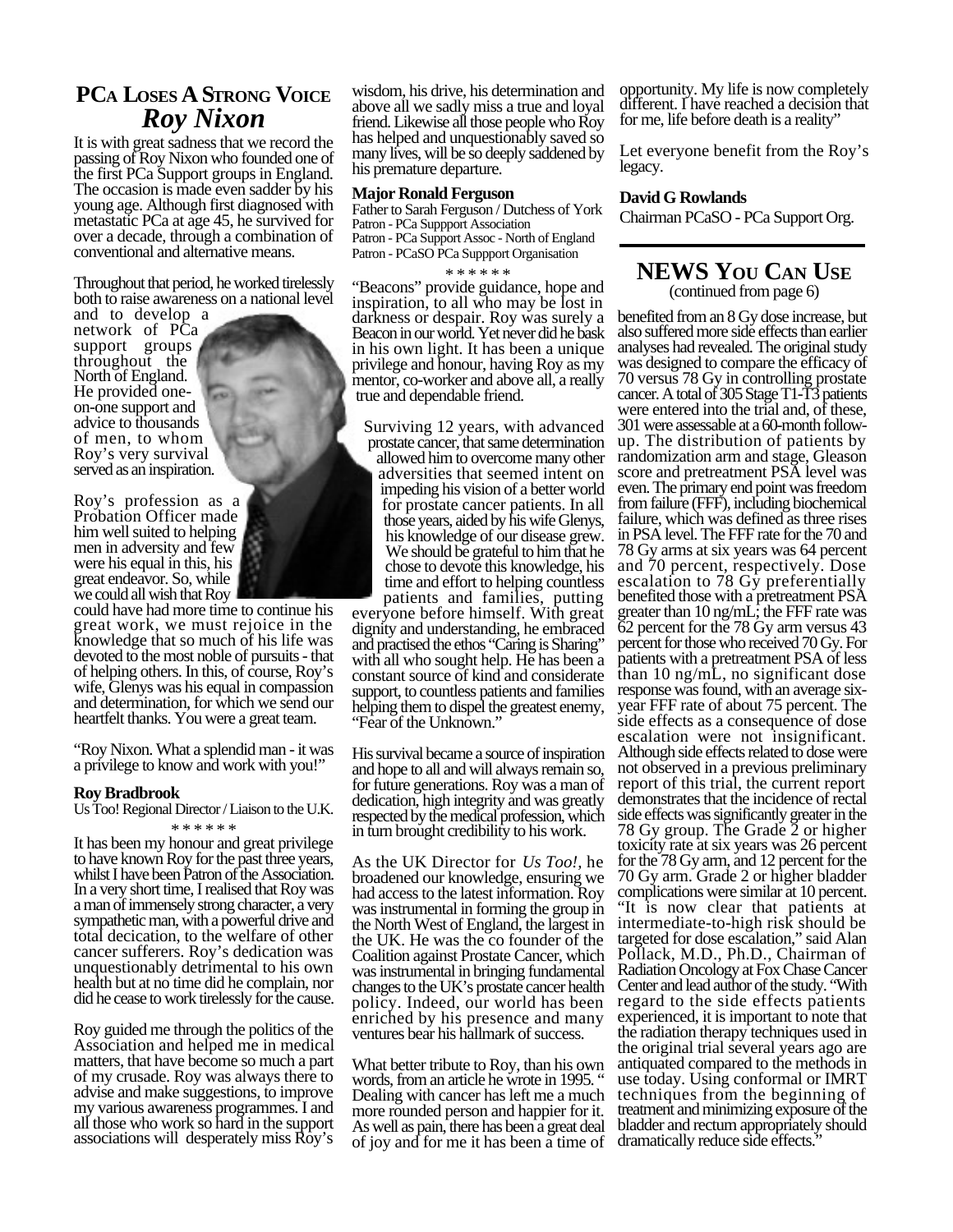## PCa Loses A Strong Voice
## *Roy Nixon*

It is with great sadness that we record the passing of Roy Nixon who founded one of the first PCa Support groups in England. The occasion is made even sadder by his young age. Although first diagnosed with metastatic PCa at age 45, he survived for over a decade, through a combination of conventional and alternative means.

Throughout that period, he worked tirelessly both to raise awareness on a national level and to develop a network of PCa support groups throughout the North of England. He provided one-on-one support and advice to thousands of men, to whom Roy's very survival served as an inspiration.

Roy's profession as a Probation Officer made him well suited to helping men in adversity and few were his equal in this, his great endeavor. So, while we could all wish that Roy could have had more time to continue his great work, we must rejoice in the knowledge that so much of his life was devoted to the most noble of pursuits - that of helping others. In this, of course, Roy's wife, Glenys was his equal in compassion and determination, for which we send our heartfelt thanks. You were a great team.

"Roy Nixon. What a splendid man - it was a privilege to know and work with you!"

**Roy Bradbrook**
Us Too! Regional Director / Liaison to the U.K.

\* \* \* \* \* \*

It has been my honour and great privilege to have known Roy for the past three years, whilst I have been Patron of the Association. In a very short time, I realised that Roy was a man of immensely strong character, a very sympathetic man, with a powerful drive and total decication, to the welfare of other cancer sufferers. Roy's dedication was unquestionably detrimental to his own health but at no time did he complain, nor did he cease to work tirelessly for the cause.

Roy guided me through the politics of the Association and helped me in medical matters, that have become so much a part of my crusade. Roy was always there to advise and make suggestions, to improve my various awareness programmes. I and all those who work so hard in the support associations will desperately miss Roy's wisdom, his drive, his determination and above all we sadly miss a true and loyal friend. Likewise all those people who Roy has helped and unquestionably saved so many lives, will be so deeply saddened by his premature departure.

**Major Ronald Ferguson**
Father to Sarah Ferguson / Dutchess of York
Patron - PCa Suppport Association
Patron - PCa Support Assoc - North of England
Patron - PCaSO PCa Suppport Organisation

\* \* \* \* \* \*

"Beacons" provide guidance, hope and inspiration, to all who may be lost in darkness or despair. Roy was surely a Beacon in our world. Yet never did he bask in his own light. It has been a unique privilege and honour, having Roy as my mentor, co-worker and above all, a really true and dependable friend.

Surviving 12 years, with advanced prostate cancer, that same determination allowed him to overcome many other adversities that seemed intent on impeding his vision of a better world for prostate cancer patients. In all those years, aided by his wife Glenys, his knowledge of our disease grew. We should be grateful to him that he chose to devote this knowledge, his time and effort to helping countless patients and families, putting everyone before himself. With great dignity and understanding, he embraced and practised the ethos "Caring is Sharing" with all who sought help. He has been a constant source of kind and considerate support, to countless patients and families helping them to dispel the greatest enemy, "Fear of the Unknown."

His survival became a source of inspiration and hope to all and will always remain so, for future generations. Roy was a man of dedication, high integrity and was greatly respected by the medical profession, which in turn brought credibility to his work.

As the UK Director for *Us Too!*, he broadened our knowledge, ensuring we had access to the latest information. Roy was instrumental in forming the group in the North West of England, the largest in the UK. He was the co founder of the Coalition against Prostate Cancer, which was instrumental in bringing fundamental changes to the UK's prostate cancer health policy. Indeed, our world has been enriched by his presence and many ventures bear his hallmark of success.

What better tribute to Roy, than his own words, from an article he wrote in 1995. " Dealing with cancer has left me a much more rounded person and happier for it. As well as pain, there has been a great deal of joy and for me it has been a time of opportunity. My life is now completely different. I have reached a decision that for me, life before death is a reality"

Let everyone benefit from the Roy's legacy.

**David G Rowlands**
Chairman PCaSO - PCa Support Org.

## News You Can Use
(continued from page 6)

benefited from an 8 Gy dose increase, but also suffered more side effects than earlier analyses had revealed. The original study was designed to compare the efficacy of 70 versus 78 Gy in controlling prostate cancer. A total of 305 Stage T1-T3 patients were entered into the trial and, of these, 301 were assessable at a 60-month follow-up. The distribution of patients by randomization arm and stage, Gleason score and pretreatment PSA level was even. The primary end point was freedom from failure (FFF), including biochemical failure, which was defined as three rises in PSA level. The FFF rate for the 70 and 78 Gy arms at six years was 64 percent and 70 percent, respectively. Dose escalation to 78 Gy preferentially benefited those with a pretreatment PSA greater than 10 ng/mL; the FFF rate was 62 percent for the 78 Gy arm versus 43 percent for those who received 70 Gy. For patients with a pretreatment PSA of less than 10 ng/mL, no significant dose response was found, with an average six-year FFF rate of about 75 percent. The side effects as a consequence of dose escalation were not insignificant. Although side effects related to dose were not observed in a previous preliminary report of this trial, the current report demonstrates that the incidence of rectal side effects was significantly greater in the 78 Gy group. The Grade 2 or higher toxicity rate at six years was 26 percent for the 78 Gy arm, and 12 percent for the 70 Gy arm. Grade 2 or higher bladder complications were similar at 10 percent. "It is now clear that patients at intermediate-to-high risk should be targeted for dose escalation," said Alan Pollack, M.D., Ph.D., Chairman of Radiation Oncology at Fox Chase Cancer Center and lead author of the study. "With regard to the side effects patients experienced, it is important to note that the radiation therapy techniques used in the original trial several years ago are antiquated compared to the methods in use today. Using conformal or IMRT techniques from the beginning of treatment and minimizing exposure of the bladder and rectum appropriately should dramatically reduce side effects."